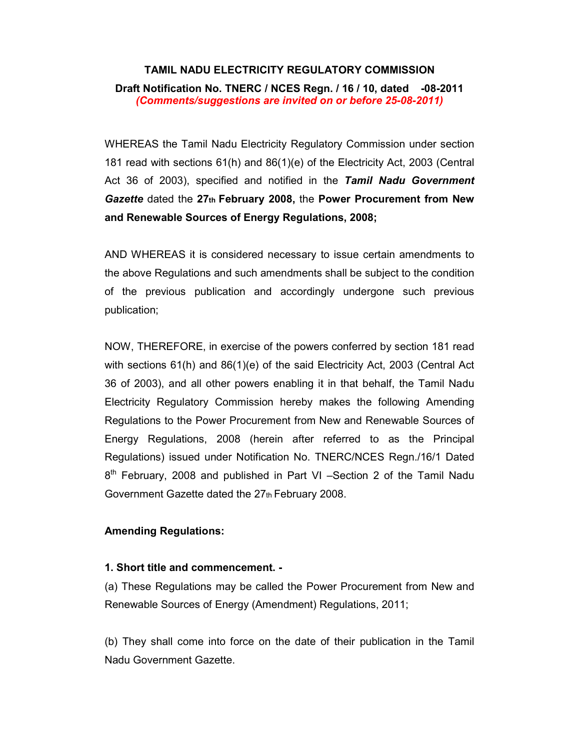**TAMIL NADU ELECTRICITY REGULATORY COMMISSION**

**Draft Notification No. TNERC / NCES Regn. / 16 / 10, dated -08-2011**
***(Comments/suggestions are invited on or before 25-08-2011)***

WHEREAS the Tamil Nadu Electricity Regulatory Commission under section 181 read with sections 61(h) and 86(1)(e) of the Electricity Act, 2003 (Central Act 36 of 2003), specified and notified in the ***Tamil Nadu Government Gazette*** dated the **27th February 2008,** the **Power Procurement from New and Renewable Sources of Energy Regulations, 2008;**

AND WHEREAS it is considered necessary to issue certain amendments to the above Regulations and such amendments shall be subject to the condition of the previous publication and accordingly undergone such previous publication;

NOW, THEREFORE, in exercise of the powers conferred by section 181 read with sections 61(h) and 86(1)(e) of the said Electricity Act, 2003 (Central Act 36 of 2003), and all other powers enabling it in that behalf, the Tamil Nadu Electricity Regulatory Commission hereby makes the following Amending Regulations to the Power Procurement from New and Renewable Sources of Energy Regulations, 2008 (herein after referred to as the Principal Regulations) issued under Notification No. TNERC/NCES Regn./16/1 Dated 8th February, 2008 and published in Part VI –Section 2 of the Tamil Nadu Government Gazette dated the 27th February 2008.

**Amending Regulations:**

**1. Short title and commencement. -**

(a) These Regulations may be called the Power Procurement from New and Renewable Sources of Energy (Amendment) Regulations, 2011;

(b) They shall come into force on the date of their publication in the Tamil Nadu Government Gazette.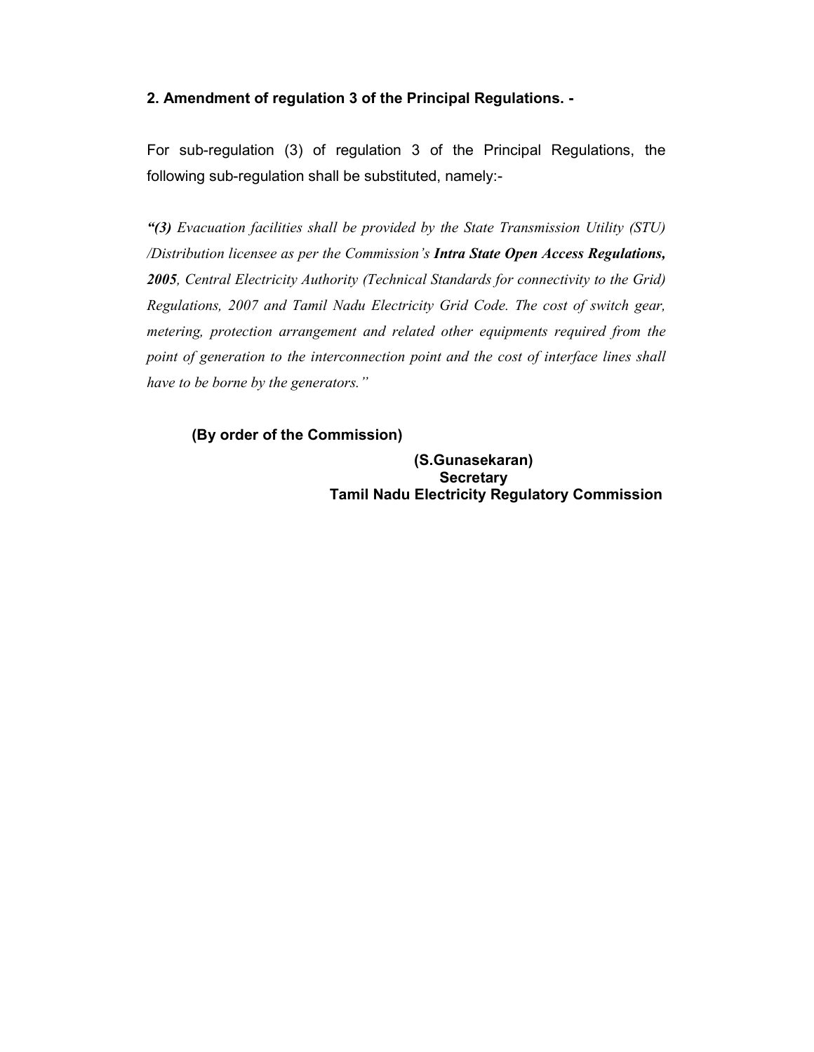**2. Amendment of regulation 3 of the Principal Regulations. -**

For sub-regulation (3) of regulation 3 of the Principal Regulations, the following sub-regulation shall be substituted, namely:-

***"(3)*** *Evacuation facilities shall be provided by the State Transmission Utility (STU) /Distribution licensee as per the Commission's* ***Intra State Open Access Regulations, 2005****, Central Electricity Authority (Technical Standards for connectivity to the Grid) Regulations, 2007 and Tamil Nadu Electricity Grid Code. The cost of switch gear, metering, protection arrangement and related other equipments required from the point of generation to the interconnection point and the cost of interface lines shall have to be borne by the generators."*

**(By order of the Commission)**

**(S.Gunasekaran)**
**Secretary**
**Tamil Nadu Electricity Regulatory Commission**